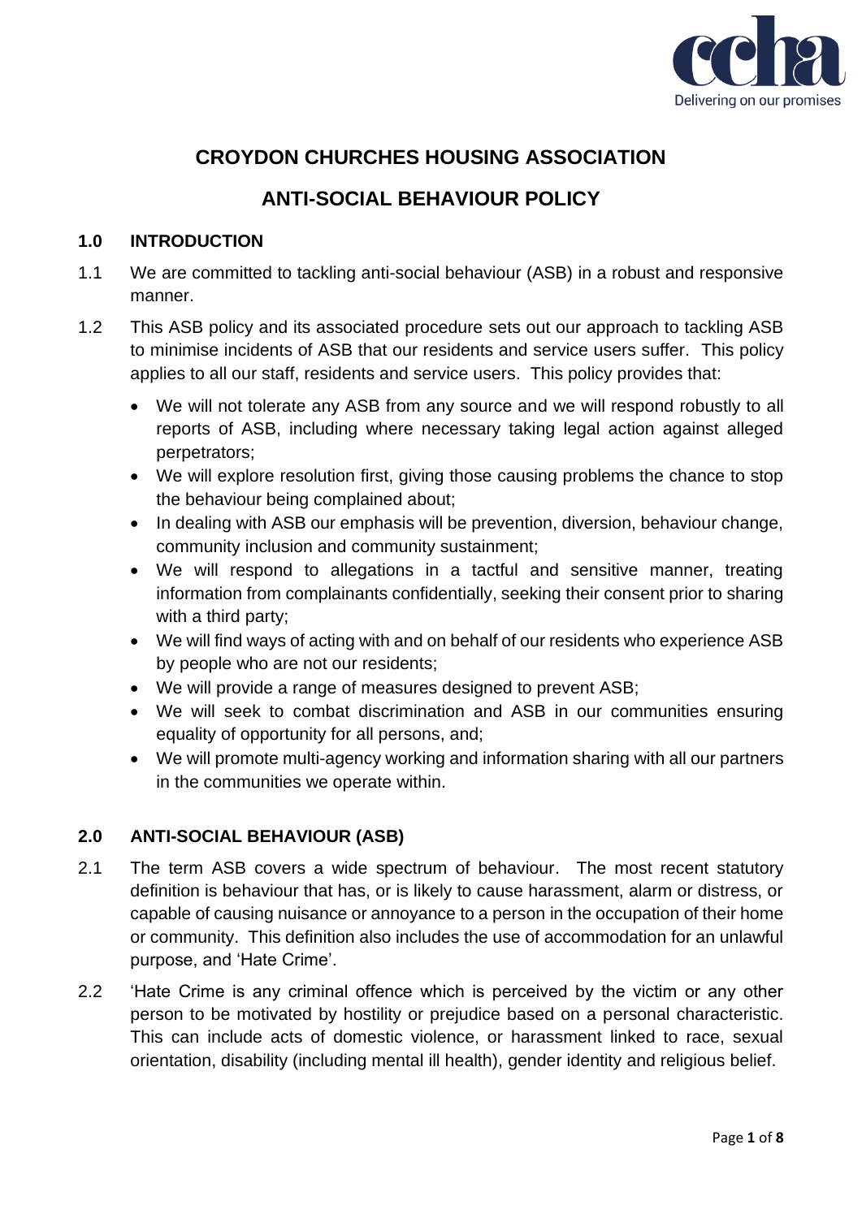# CROYDON CHURCHES HOUSING ASSOCIATION

## ANTI-SOCIAL BEHAVIOUR POLICY

### 1.0 INTRODUCTION

1.1 We are committed to tackling anti-social behaviour (ASB) in a robust and responsive manner.

1.2 This ASB policy and its associated procedure sets out our approach to tackling ASB to minimise incidents of ASB that our residents and service users suffer. This policy applies to all our staff, residents and service users. This policy provides that:

- We will not tolerate any ASB from any source and we will respond robustly to all reports of ASB, including where necessary taking legal action against alleged perpetrators;
- We will explore resolution first, giving those causing problems the chance to stop the behaviour being complained about;
- In dealing with ASB our emphasis will be prevention, diversion, behaviour change, community inclusion and community sustainment;
- We will respond to allegations in a tactful and sensitive manner, treating information from complainants confidentially, seeking their consent prior to sharing with a third party;
- We will find ways of acting with and on behalf of our residents who experience ASB by people who are not our residents;
- We will provide a range of measures designed to prevent ASB;
- We will seek to combat discrimination and ASB in our communities ensuring equality of opportunity for all persons, and;
- We will promote multi-agency working and information sharing with all our partners in the communities we operate within.

### 2.0 ANTI-SOCIAL BEHAVIOUR (ASB)

2.1 The term ASB covers a wide spectrum of behaviour. The most recent statutory definition is behaviour that has, or is likely to cause harassment, alarm or distress, or capable of causing nuisance or annoyance to a person in the occupation of their home or community. This definition also includes the use of accommodation for an unlawful purpose, and 'Hate Crime'.

2.2 'Hate Crime is any criminal offence which is perceived by the victim or any other person to be motivated by hostility or prejudice based on a personal characteristic. This can include acts of domestic violence, or harassment linked to race, sexual orientation, disability (including mental ill health), gender identity and religious belief.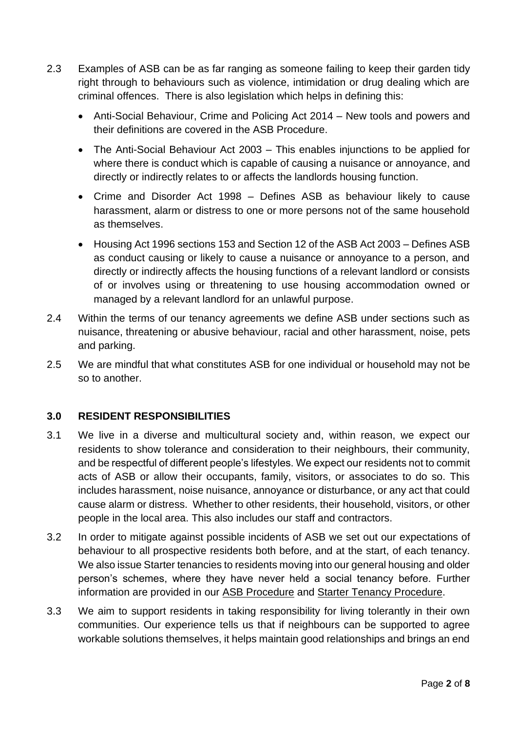2.3 Examples of ASB can be as far ranging as someone failing to keep their garden tidy right through to behaviours such as violence, intimidation or drug dealing which are criminal offences. There is also legislation which helps in defining this:

- Anti-Social Behaviour, Crime and Policing Act 2014 – New tools and powers and their definitions are covered in the ASB Procedure.
- The Anti-Social Behaviour Act 2003 – This enables injunctions to be applied for where there is conduct which is capable of causing a nuisance or annoyance, and directly or indirectly relates to or affects the landlords housing function.
- Crime and Disorder Act 1998 – Defines ASB as behaviour likely to cause harassment, alarm or distress to one or more persons not of the same household as themselves.
- Housing Act 1996 sections 153 and Section 12 of the ASB Act 2003 – Defines ASB as conduct causing or likely to cause a nuisance or annoyance to a person, and directly or indirectly affects the housing functions of a relevant landlord or consists of or involves using or threatening to use housing accommodation owned or managed by a relevant landlord for an unlawful purpose.

2.4 Within the terms of our tenancy agreements we define ASB under sections such as nuisance, threatening or abusive behaviour, racial and other harassment, noise, pets and parking.

2.5 We are mindful that what constitutes ASB for one individual or household may not be so to another.

## 3.0 RESIDENT RESPONSIBILITIES

3.1 We live in a diverse and multicultural society and, within reason, we expect our residents to show tolerance and consideration to their neighbours, their community, and be respectful of different people's lifestyles. We expect our residents not to commit acts of ASB or allow their occupants, family, visitors, or associates to do so. This includes harassment, noise nuisance, annoyance or disturbance, or any act that could cause alarm or distress. Whether to other residents, their household, visitors, or other people in the local area. This also includes our staff and contractors.

3.2 In order to mitigate against possible incidents of ASB we set out our expectations of behaviour to all prospective residents both before, and at the start, of each tenancy. We also issue Starter tenancies to residents moving into our general housing and older person's schemes, where they have never held a social tenancy before. Further information are provided in our ASB Procedure and Starter Tenancy Procedure.

3.3 We aim to support residents in taking responsibility for living tolerantly in their own communities. Our experience tells us that if neighbours can be supported to agree workable solutions themselves, it helps maintain good relationships and brings an end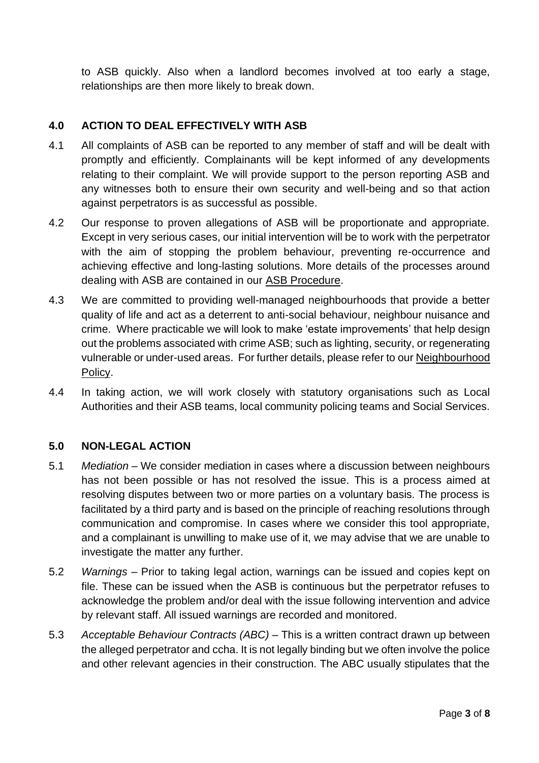to ASB quickly. Also when a landlord becomes involved at too early a stage, relationships are then more likely to break down.

## 4.0 ACTION TO DEAL EFFECTIVELY WITH ASB

4.1 All complaints of ASB can be reported to any member of staff and will be dealt with promptly and efficiently. Complainants will be kept informed of any developments relating to their complaint. We will provide support to the person reporting ASB and any witnesses both to ensure their own security and well-being and so that action against perpetrators is as successful as possible.

4.2 Our response to proven allegations of ASB will be proportionate and appropriate. Except in very serious cases, our initial intervention will be to work with the perpetrator with the aim of stopping the problem behaviour, preventing re-occurrence and achieving effective and long-lasting solutions. More details of the processes around dealing with ASB are contained in our ASB Procedure.

4.3 We are committed to providing well-managed neighbourhoods that provide a better quality of life and act as a deterrent to anti-social behaviour, neighbour nuisance and crime. Where practicable we will look to make 'estate improvements' that help design out the problems associated with crime ASB; such as lighting, security, or regenerating vulnerable or under-used areas. For further details, please refer to our Neighbourhood Policy.

4.4 In taking action, we will work closely with statutory organisations such as Local Authorities and their ASB teams, local community policing teams and Social Services.

## 5.0 NON-LEGAL ACTION

5.1 *Mediation* – We consider mediation in cases where a discussion between neighbours has not been possible or has not resolved the issue. This is a process aimed at resolving disputes between two or more parties on a voluntary basis. The process is facilitated by a third party and is based on the principle of reaching resolutions through communication and compromise. In cases where we consider this tool appropriate, and a complainant is unwilling to make use of it, we may advise that we are unable to investigate the matter any further.

5.2 *Warnings* – Prior to taking legal action, warnings can be issued and copies kept on file. These can be issued when the ASB is continuous but the perpetrator refuses to acknowledge the problem and/or deal with the issue following intervention and advice by relevant staff. All issued warnings are recorded and monitored.

5.3 *Acceptable Behaviour Contracts (ABC)* – This is a written contract drawn up between the alleged perpetrator and ccha. It is not legally binding but we often involve the police and other relevant agencies in their construction. The ABC usually stipulates that the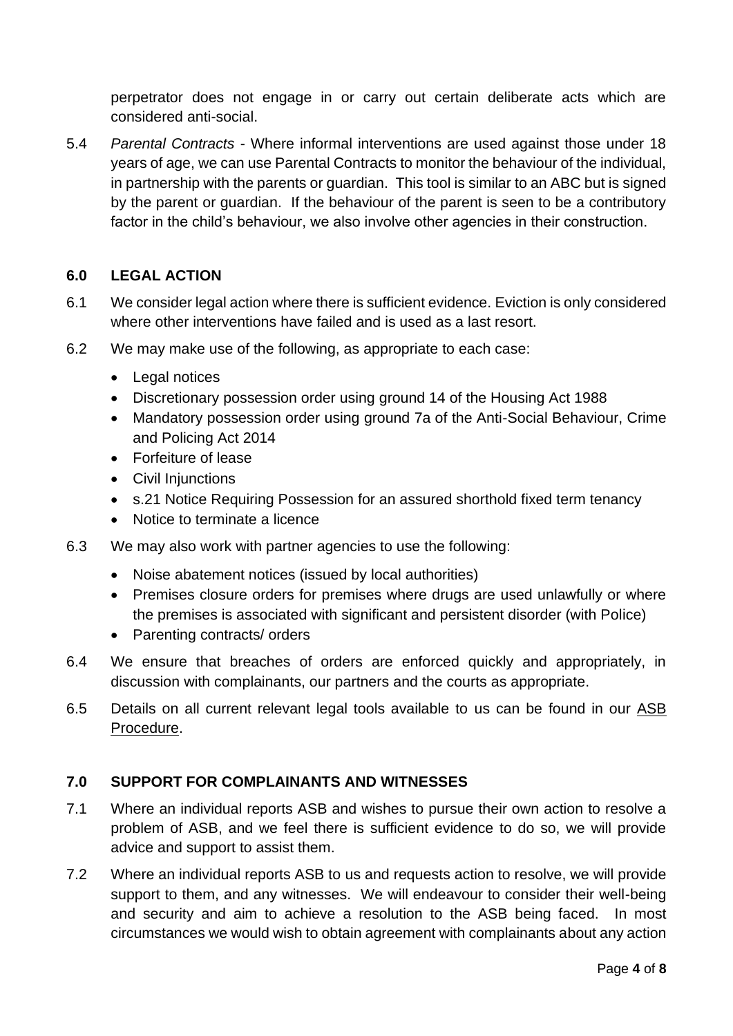perpetrator does not engage in or carry out certain deliberate acts which are considered anti-social.

5.4 *Parental Contracts* - Where informal interventions are used against those under 18 years of age, we can use Parental Contracts to monitor the behaviour of the individual, in partnership with the parents or guardian. This tool is similar to an ABC but is signed by the parent or guardian. If the behaviour of the parent is seen to be a contributory factor in the child's behaviour, we also involve other agencies in their construction.

## 6.0 LEGAL ACTION

6.1 We consider legal action where there is sufficient evidence. Eviction is only considered where other interventions have failed and is used as a last resort.

6.2 We may make use of the following, as appropriate to each case:

- Legal notices
- Discretionary possession order using ground 14 of the Housing Act 1988
- Mandatory possession order using ground 7a of the Anti-Social Behaviour, Crime and Policing Act 2014
- Forfeiture of lease
- Civil Injunctions
- s.21 Notice Requiring Possession for an assured shorthold fixed term tenancy
- Notice to terminate a licence

6.3 We may also work with partner agencies to use the following:

- Noise abatement notices (issued by local authorities)
- Premises closure orders for premises where drugs are used unlawfully or where the premises is associated with significant and persistent disorder (with Police)
- Parenting contracts/ orders

6.4 We ensure that breaches of orders are enforced quickly and appropriately, in discussion with complainants, our partners and the courts as appropriate.

6.5 Details on all current relevant legal tools available to us can be found in our ASB Procedure.

## 7.0 SUPPORT FOR COMPLAINANTS AND WITNESSES

7.1 Where an individual reports ASB and wishes to pursue their own action to resolve a problem of ASB, and we feel there is sufficient evidence to do so, we will provide advice and support to assist them.

7.2 Where an individual reports ASB to us and requests action to resolve, we will provide support to them, and any witnesses. We will endeavour to consider their well-being and security and aim to achieve a resolution to the ASB being faced. In most circumstances we would wish to obtain agreement with complainants about any action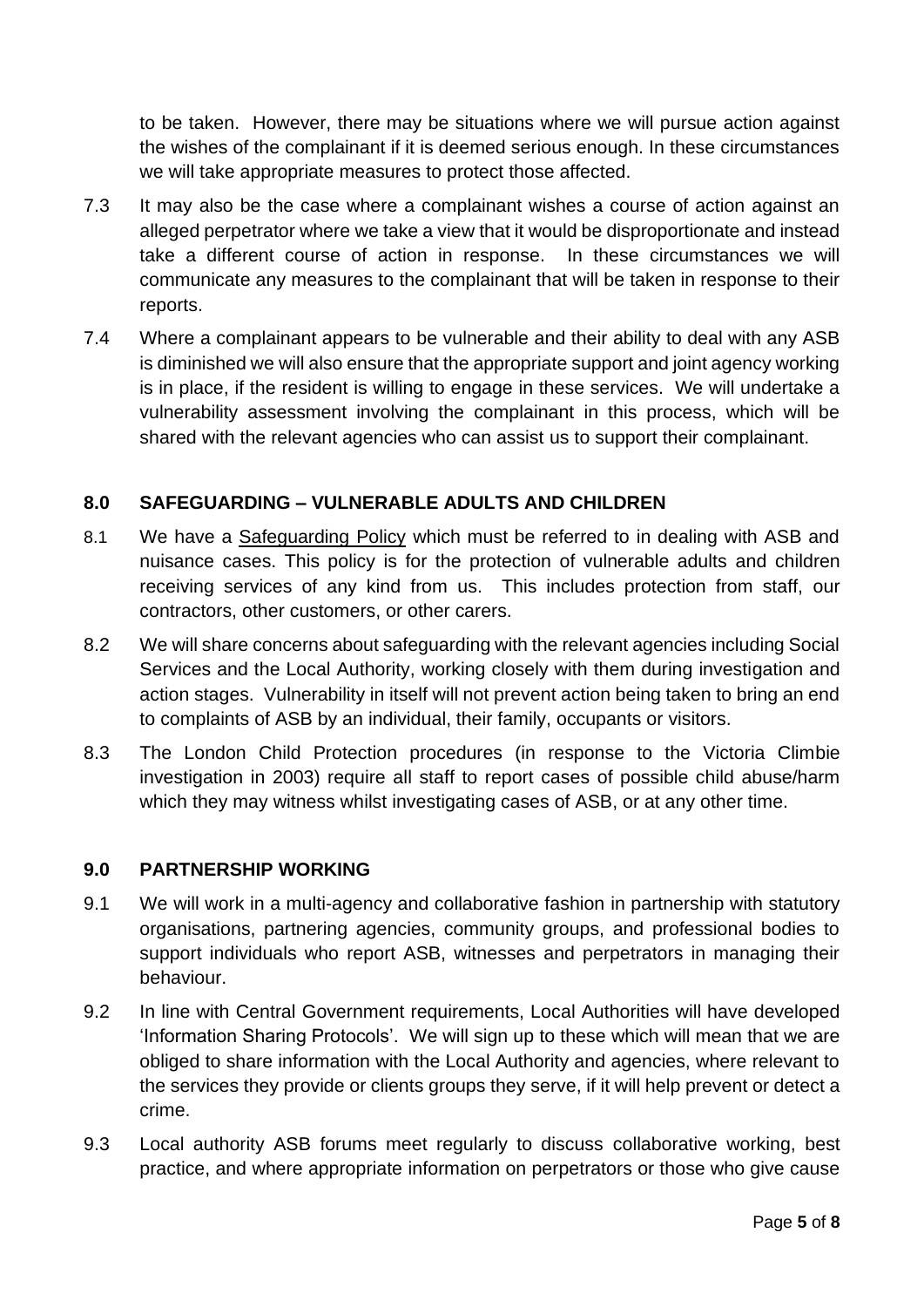to be taken. However, there may be situations where we will pursue action against the wishes of the complainant if it is deemed serious enough. In these circumstances we will take appropriate measures to protect those affected.

7.3 It may also be the case where a complainant wishes a course of action against an alleged perpetrator where we take a view that it would be disproportionate and instead take a different course of action in response. In these circumstances we will communicate any measures to the complainant that will be taken in response to their reports.

7.4 Where a complainant appears to be vulnerable and their ability to deal with any ASB is diminished we will also ensure that the appropriate support and joint agency working is in place, if the resident is willing to engage in these services. We will undertake a vulnerability assessment involving the complainant in this process, which will be shared with the relevant agencies who can assist us to support their complainant.

## 8.0 SAFEGUARDING – VULNERABLE ADULTS AND CHILDREN

8.1 We have a Safeguarding Policy which must be referred to in dealing with ASB and nuisance cases. This policy is for the protection of vulnerable adults and children receiving services of any kind from us. This includes protection from staff, our contractors, other customers, or other carers.

8.2 We will share concerns about safeguarding with the relevant agencies including Social Services and the Local Authority, working closely with them during investigation and action stages. Vulnerability in itself will not prevent action being taken to bring an end to complaints of ASB by an individual, their family, occupants or visitors.

8.3 The London Child Protection procedures (in response to the Victoria Climbie investigation in 2003) require all staff to report cases of possible child abuse/harm which they may witness whilst investigating cases of ASB, or at any other time.

## 9.0 PARTNERSHIP WORKING

9.1 We will work in a multi-agency and collaborative fashion in partnership with statutory organisations, partnering agencies, community groups, and professional bodies to support individuals who report ASB, witnesses and perpetrators in managing their behaviour.

9.2 In line with Central Government requirements, Local Authorities will have developed 'Information Sharing Protocols'. We will sign up to these which will mean that we are obliged to share information with the Local Authority and agencies, where relevant to the services they provide or clients groups they serve, if it will help prevent or detect a crime.

9.3 Local authority ASB forums meet regularly to discuss collaborative working, best practice, and where appropriate information on perpetrators or those who give cause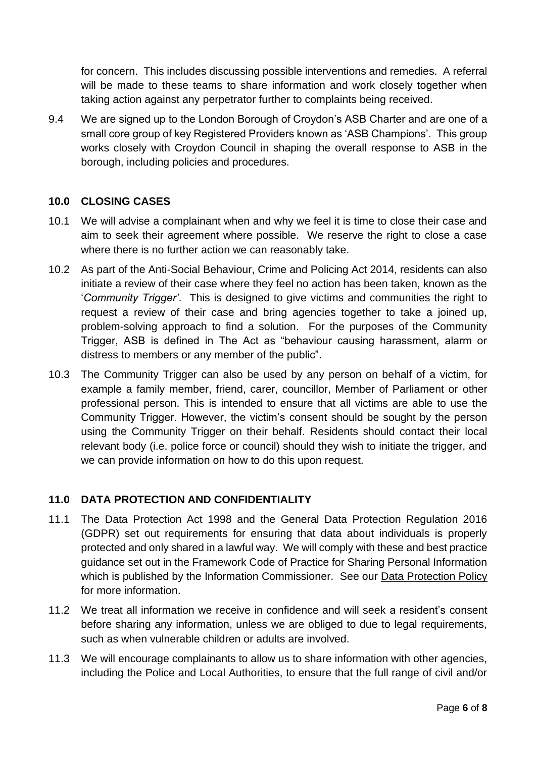for concern. This includes discussing possible interventions and remedies. A referral will be made to these teams to share information and work closely together when taking action against any perpetrator further to complaints being received.

9.4 We are signed up to the London Borough of Croydon's ASB Charter and are one of a small core group of key Registered Providers known as 'ASB Champions'. This group works closely with Croydon Council in shaping the overall response to ASB in the borough, including policies and procedures.

## 10.0 CLOSING CASES

10.1 We will advise a complainant when and why we feel it is time to close their case and aim to seek their agreement where possible. We reserve the right to close a case where there is no further action we can reasonably take.

10.2 As part of the Anti-Social Behaviour, Crime and Policing Act 2014, residents can also initiate a review of their case where they feel no action has been taken, known as the '*Community Trigger*'. This is designed to give victims and communities the right to request a review of their case and bring agencies together to take a joined up, problem-solving approach to find a solution. For the purposes of the Community Trigger, ASB is defined in The Act as "behaviour causing harassment, alarm or distress to members or any member of the public".

10.3 The Community Trigger can also be used by any person on behalf of a victim, for example a family member, friend, carer, councillor, Member of Parliament or other professional person. This is intended to ensure that all victims are able to use the Community Trigger. However, the victim's consent should be sought by the person using the Community Trigger on their behalf. Residents should contact their local relevant body (i.e. police force or council) should they wish to initiate the trigger, and we can provide information on how to do this upon request.

## 11.0 DATA PROTECTION AND CONFIDENTIALITY

11.1 The Data Protection Act 1998 and the General Data Protection Regulation 2016 (GDPR) set out requirements for ensuring that data about individuals is properly protected and only shared in a lawful way. We will comply with these and best practice guidance set out in the Framework Code of Practice for Sharing Personal Information which is published by the Information Commissioner. See our Data Protection Policy for more information.

11.2 We treat all information we receive in confidence and will seek a resident's consent before sharing any information, unless we are obliged to due to legal requirements, such as when vulnerable children or adults are involved.

11.3 We will encourage complainants to allow us to share information with other agencies, including the Police and Local Authorities, to ensure that the full range of civil and/or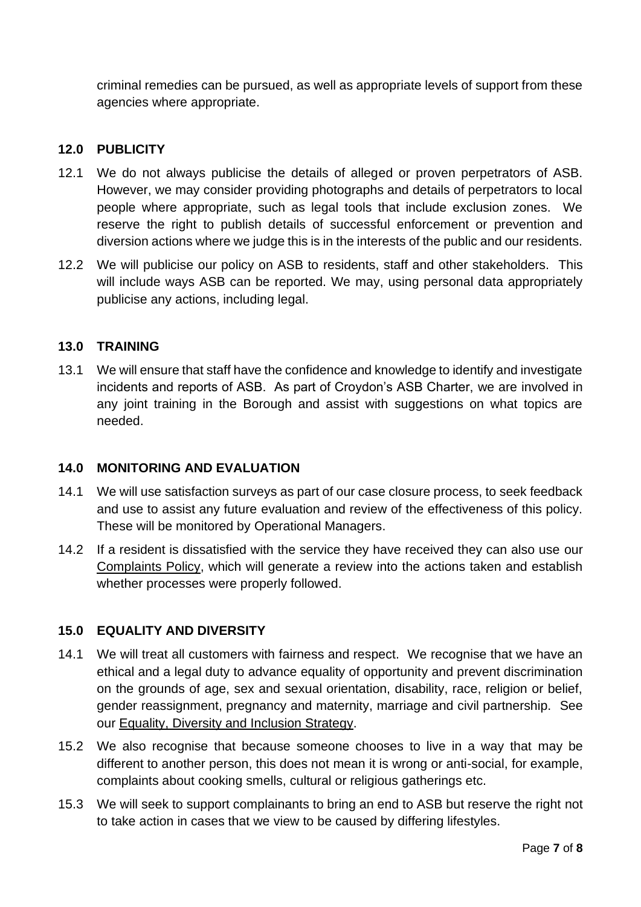criminal remedies can be pursued, as well as appropriate levels of support from these agencies where appropriate.

## 12.0 PUBLICITY

12.1 We do not always publicise the details of alleged or proven perpetrators of ASB. However, we may consider providing photographs and details of perpetrators to local people where appropriate, such as legal tools that include exclusion zones. We reserve the right to publish details of successful enforcement or prevention and diversion actions where we judge this is in the interests of the public and our residents.

12.2 We will publicise our policy on ASB to residents, staff and other stakeholders. This will include ways ASB can be reported. We may, using personal data appropriately publicise any actions, including legal.

## 13.0 TRAINING

13.1 We will ensure that staff have the confidence and knowledge to identify and investigate incidents and reports of ASB. As part of Croydon's ASB Charter, we are involved in any joint training in the Borough and assist with suggestions on what topics are needed.

## 14.0 MONITORING AND EVALUATION

14.1 We will use satisfaction surveys as part of our case closure process, to seek feedback and use to assist any future evaluation and review of the effectiveness of this policy. These will be monitored by Operational Managers.

14.2 If a resident is dissatisfied with the service they have received they can also use our Complaints Policy, which will generate a review into the actions taken and establish whether processes were properly followed.

## 15.0 EQUALITY AND DIVERSITY

14.1 We will treat all customers with fairness and respect. We recognise that we have an ethical and a legal duty to advance equality of opportunity and prevent discrimination on the grounds of age, sex and sexual orientation, disability, race, religion or belief, gender reassignment, pregnancy and maternity, marriage and civil partnership. See our Equality, Diversity and Inclusion Strategy.

15.2 We also recognise that because someone chooses to live in a way that may be different to another person, this does not mean it is wrong or anti-social, for example, complaints about cooking smells, cultural or religious gatherings etc.

15.3 We will seek to support complainants to bring an end to ASB but reserve the right not to take action in cases that we view to be caused by differing lifestyles.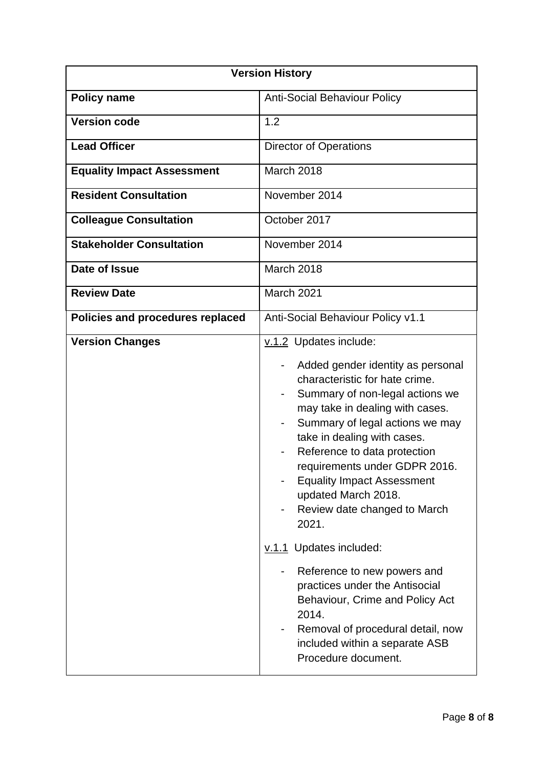| Version History | |
|---|---|
| **Policy name** | Anti-Social Behaviour Policy |
| **Version code** | 1.2 |
| **Lead Officer** | Director of Operations |
| **Equality Impact Assessment** | March 2018 |
| **Resident Consultation** | November 2014 |
| **Colleague Consultation** | October 2017 |
| **Stakeholder Consultation** | November 2014 |
| **Date of Issue** | March 2018 |
| **Review Date** | March 2021 |
| **Policies and procedures replaced** | Anti-Social Behaviour Policy v1.1 |
| **Version Changes** | <u>v.1.2</u> Updates include:<br>- Added gender identity as personal characteristic for hate crime.<br>- Summary of non-legal actions we may take in dealing with cases.<br>- Summary of legal actions we may take in dealing with cases.<br>- Reference to data protection requirements under GDPR 2016.<br>- Equality Impact Assessment updated March 2018.<br>- Review date changed to March 2021.<br><br><u>v.1.1</u> Updates included:<br>- Reference to new powers and practices under the Antisocial Behaviour, Crime and Policy Act 2014.<br>- Removal of procedural detail, now included within a separate ASB Procedure document. |